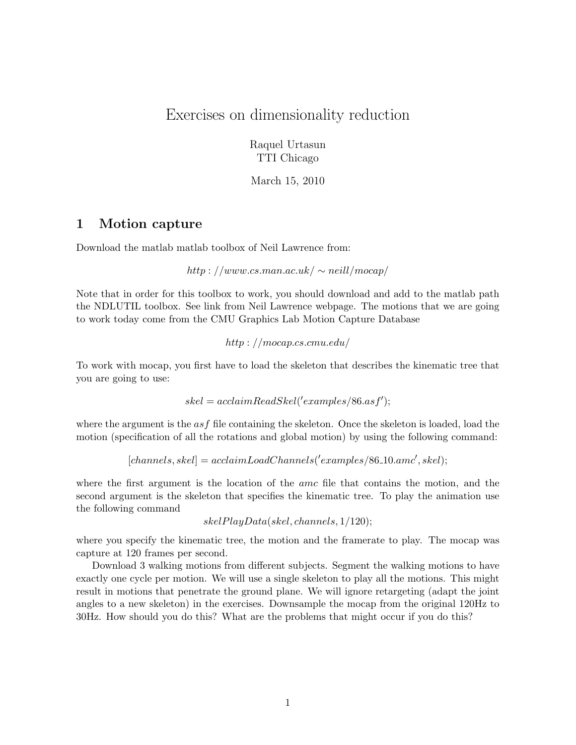# Exercises on dimensionality reduction

Raquel Urtasun
TTI Chicago

March 15, 2010

## 1 Motion capture

Download the matlab matlab toolbox of Neil Lawrence from:

$$http://www.cs.man.ac.uk/\sim neill/mocap/$$

Note that in order for this toolbox to work, you should download and add to the matlab path the NDLUTIL toolbox. See link from Neil Lawrence webpage. The motions that we are going to work today come from the CMU Graphics Lab Motion Capture Database

$$http://mocap.cs.cmu.edu/$$

To work with mocap, you first have to load the skeleton that describes the kinematic tree that you are going to use:

$$skel = acclaimReadSkel('examples/86.asf');$$

where the argument is the *asf* file containing the skeleton. Once the skeleton is loaded, load the motion (specification of all the rotations and global motion) by using the following command:

$$[channels, skel] = acclaimLoadChannels('examples/86\_10.amc', skel);$$

where the first argument is the location of the *amc* file that contains the motion, and the second argument is the skeleton that specifies the kinematic tree. To play the animation use the following command

$$skelPlayData(skel, channels, 1/120);$$

where you specify the kinematic tree, the motion and the framerate to play. The mocap was capture at 120 frames per second.

Download 3 walking motions from different subjects. Segment the walking motions to have exactly one cycle per motion. We will use a single skeleton to play all the motions. This might result in motions that penetrate the ground plane. We will ignore retargeting (adapt the joint angles to a new skeleton) in the exercises. Downsample the mocap from the original 120Hz to 30Hz. How should you do this? What are the problems that might occur if you do this?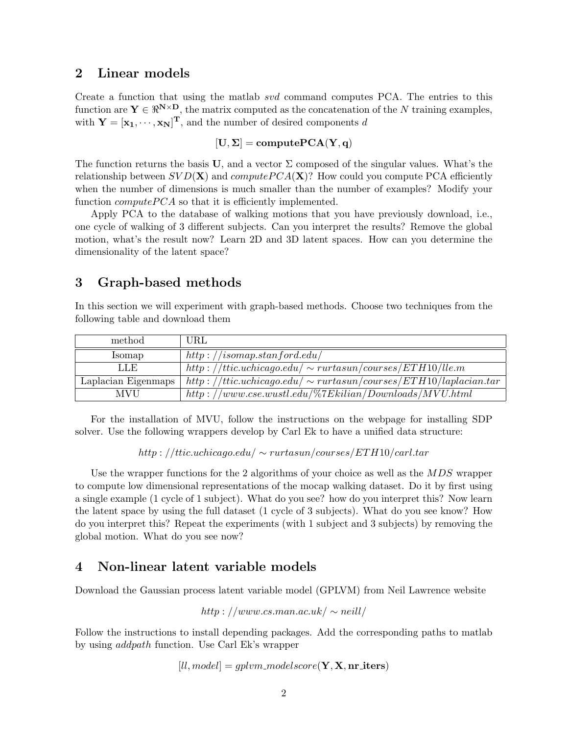## 2 Linear models

Create a function that using the matlab *svd* command computes PCA. The entries to this function are $\mathbf{Y} \in \Re^{\mathbf{N \times D}}$, the matrix computed as the concatenation of the $N$ training examples, with $\mathbf{Y} = [\mathbf{x_1}, \cdots, \mathbf{x_N}]^\mathbf{T}$, and the number of desired components $d$

$$[\mathbf{U}, \mathbf{\Sigma}] = \mathbf{computePCA}(\mathbf{Y}, \mathbf{q})$$

The function returns the basis $\mathbf{U}$, and a vector $\Sigma$ composed of the singular values. What's the relationship between $SVD(\mathbf{X})$ and $computePCA(\mathbf{X})$? How could you compute PCA efficiently when the number of dimensions is much smaller than the number of examples? Modify your function $computePCA$ so that it is efficiently implemented.

Apply PCA to the database of walking motions that you have previously download, i.e., one cycle of walking of 3 different subjects. Can you interpret the results? Remove the global motion, what's the result now? Learn 2D and 3D latent spaces. How can you determine the dimensionality of the latent space?

## 3 Graph-based methods

In this section we will experiment with graph-based methods. Choose two techniques from the following table and download them

| method | URL |
|---|---|
| Isomap | $http://isomap.stanford.edu/$ |
| LLE | $http://ttic.uchicago.edu/\sim rurtasun/courses/ETH10/lle.m$ |
| Laplacian Eigenmaps | $http://ttic.uchicago.edu/\sim rurtasun/courses/ETH10/laplacian.tar$ |
| MVU | $http://www.cse.wustl.edu/\%7Ekilian/Downloads/MVU.html$ |

For the installation of MVU, follow the instructions on the webpage for installing SDP solver. Use the following wrappers develop by Carl Ek to have a unified data structure:

$$http://ttic.uchicago.edu/\sim rurtasun/courses/ETH10/carl.tar$$

Use the wrapper functions for the 2 algorithms of your choice as well as the $MDS$ wrapper to compute low dimensional representations of the mocap walking dataset. Do it by first using a single example (1 cycle of 1 subject). What do you see? how do you interpret this? Now learn the latent space by using the full dataset (1 cycle of 3 subjects). What do you see know? How do you interpret this? Repeat the experiments (with 1 subject and 3 subjects) by removing the global motion. What do you see now?

## 4 Non-linear latent variable models

Download the Gaussian process latent variable model (GPLVM) from Neil Lawrence website

$$http://www.cs.man.ac.uk/\sim neill/$$

Follow the instructions to install depending packages. Add the corresponding paths to matlab by using *addpath* function. Use Carl Ek's wrapper

$$[ll, model] = gplvm\_modelscore(\mathbf{Y}, \mathbf{X}, \mathbf{nr\_iters})$$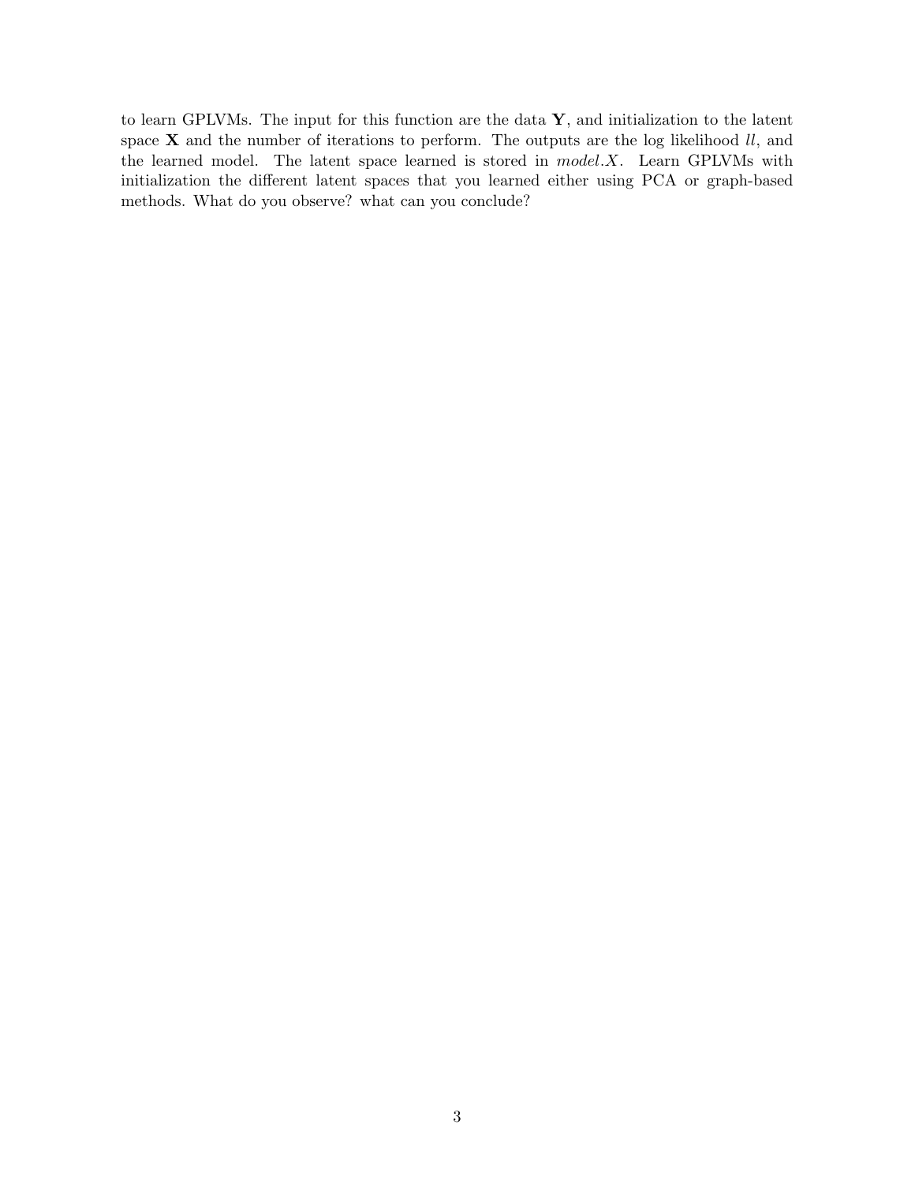to learn GPLVMs. The input for this function are the data $\mathbf{Y}$, and initialization to the latent space $\mathbf{X}$ and the number of iterations to perform. The outputs are the log likelihood $ll$, and the learned model. The latent space learned is stored in $model.X$. Learn GPLVMs with initialization the different latent spaces that you learned either using PCA or graph-based methods. What do you observe? what can you conclude?